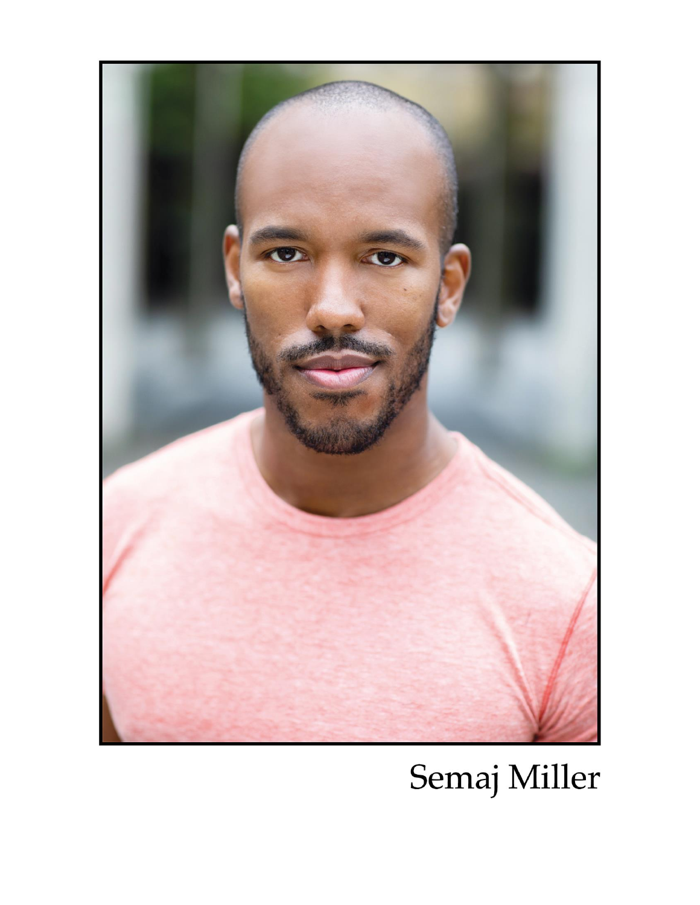Semaj Miller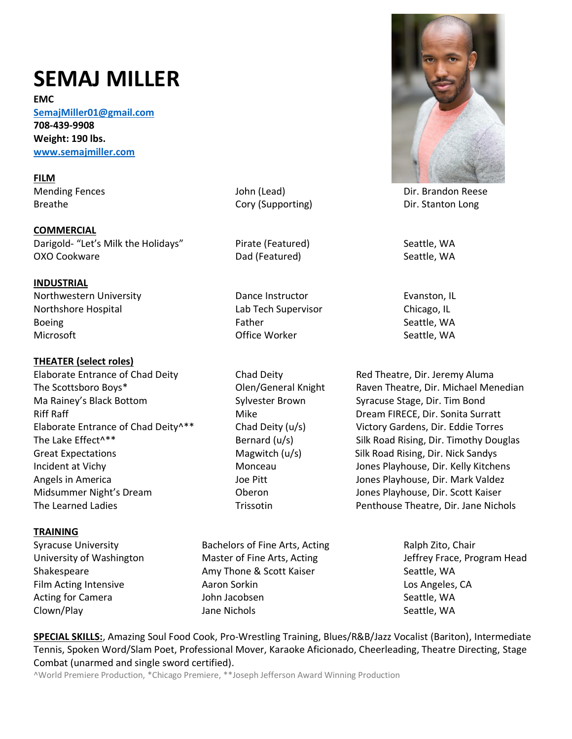# SEMAJ MILLER

**EMC**
**SemajMiller01@gmail.com**
**708-439-9908**
**Weight: 190 lbs.**
**www.semajmiller.com**

**FILM**

| | | |
|---|---|---|
| Mending Fences | John (Lead) | Dir. Brandon Reese |
| Breathe | Cory (Supporting) | Dir. Stanton Long |

**COMMERCIAL**

| | | |
|---|---|---|
| Darigold- "Let's Milk the Holidays" | Pirate (Featured) | Seattle, WA |
| OXO Cookware | Dad (Featured) | Seattle, WA |

**INDUSTRIAL**

| | | |
|---|---|---|
| Northwestern University | Dance Instructor | Evanston, IL |
| Northshore Hospital | Lab Tech Supervisor | Chicago, IL |
| Boeing | Father | Seattle, WA |
| Microsoft | Office Worker | Seattle, WA |

**THEATER (select roles)**

| | | |
|---|---|---|
| Elaborate Entrance of Chad Deity | Chad Deity | Red Theatre, Dir. Jeremy Aluma |
| The Scottsboro Boys* | Olen/General Knight | Raven Theatre, Dir. Michael Menedian |
| Ma Rainey's Black Bottom | Sylvester Brown | Syracuse Stage, Dir. Tim Bond |
| Riff Raff | Mike | Dream FIRECE, Dir. Sonita Surratt |
| Elaborate Entrance of Chad Deity^** | Chad Deity (u/s) | Victory Gardens, Dir. Eddie Torres |
| The Lake Effect^** | Bernard (u/s) | Silk Road Rising, Dir. Timothy Douglas |
| Great Expectations | Magwitch (u/s) | Silk Road Rising, Dir. Nick Sandys |
| Incident at Vichy | Monceau | Jones Playhouse, Dir. Kelly Kitchens |
| Angels in America | Joe Pitt | Jones Playhouse, Dir. Mark Valdez |
| Midsummer Night's Dream | Oberon | Jones Playhouse, Dir. Scott Kaiser |
| The Learned Ladies | Trissotin | Penthouse Theatre, Dir. Jane Nichols |

**TRAINING**

| | | |
|---|---|---|
| Syracuse University | Bachelors of Fine Arts, Acting | Ralph Zito, Chair |
| University of Washington | Master of Fine Arts, Acting | Jeffrey Frace, Program Head |
| Shakespeare | Amy Thone & Scott Kaiser | Seattle, WA |
| Film Acting Intensive | Aaron Sorkin | Los Angeles, CA |
| Acting for Camera | John Jacobsen | Seattle, WA |
| Clown/Play | Jane Nichols | Seattle, WA |

**SPECIAL SKILLS:**, Amazing Soul Food Cook, Pro-Wrestling Training, Blues/R&B/Jazz Vocalist (Baritone), Intermediate Tennis, Spoken Word/Slam Poet, Professional Mover, Karaoke Aficionado, Cheerleading, Theatre Directing, Stage Combat (unarmed and single sword certified).

^World Premiere Production, *Chicago Premiere, **Joseph Jefferson Award Winning Production